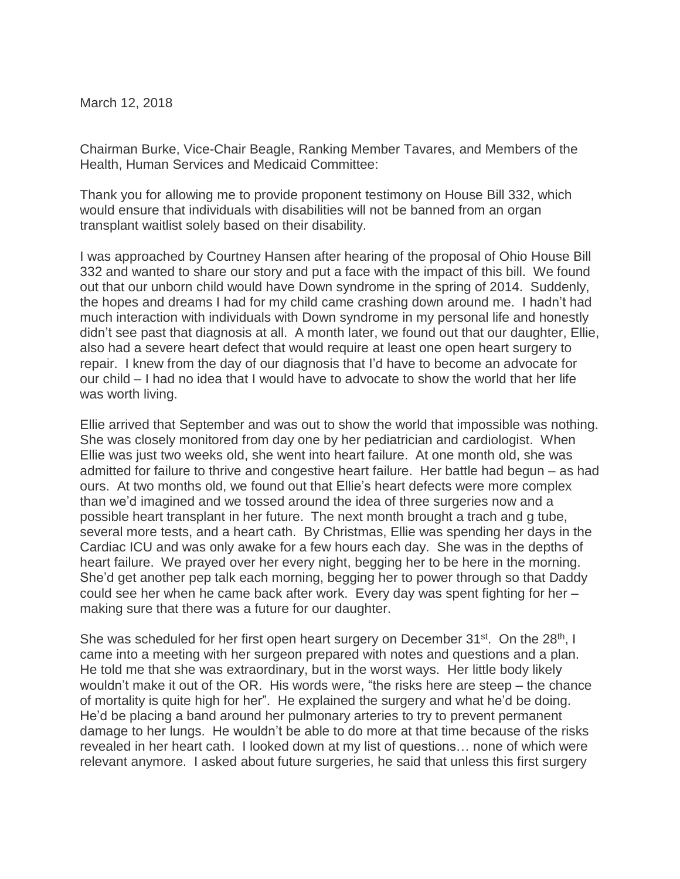March 12, 2018

Chairman Burke, Vice-Chair Beagle, Ranking Member Tavares, and Members of the Health, Human Services and Medicaid Committee:

Thank you for allowing me to provide proponent testimony on House Bill 332, which would ensure that individuals with disabilities will not be banned from an organ transplant waitlist solely based on their disability.

I was approached by Courtney Hansen after hearing of the proposal of Ohio House Bill 332 and wanted to share our story and put a face with the impact of this bill. We found out that our unborn child would have Down syndrome in the spring of 2014. Suddenly, the hopes and dreams I had for my child came crashing down around me. I hadn't had much interaction with individuals with Down syndrome in my personal life and honestly didn't see past that diagnosis at all. A month later, we found out that our daughter, Ellie, also had a severe heart defect that would require at least one open heart surgery to repair. I knew from the day of our diagnosis that I'd have to become an advocate for our child – I had no idea that I would have to advocate to show the world that her life was worth living.

Ellie arrived that September and was out to show the world that impossible was nothing. She was closely monitored from day one by her pediatrician and cardiologist. When Ellie was just two weeks old, she went into heart failure. At one month old, she was admitted for failure to thrive and congestive heart failure. Her battle had begun – as had ours. At two months old, we found out that Ellie's heart defects were more complex than we'd imagined and we tossed around the idea of three surgeries now and a possible heart transplant in her future. The next month brought a trach and g tube, several more tests, and a heart cath. By Christmas, Ellie was spending her days in the Cardiac ICU and was only awake for a few hours each day. She was in the depths of heart failure. We prayed over her every night, begging her to be here in the morning. She'd get another pep talk each morning, begging her to power through so that Daddy could see her when he came back after work. Every day was spent fighting for her – making sure that there was a future for our daughter.

She was scheduled for her first open heart surgery on December 31st. On the 28th, I came into a meeting with her surgeon prepared with notes and questions and a plan. He told me that she was extraordinary, but in the worst ways. Her little body likely wouldn't make it out of the OR. His words were, "the risks here are steep – the chance of mortality is quite high for her". He explained the surgery and what he'd be doing. He'd be placing a band around her pulmonary arteries to try to prevent permanent damage to her lungs. He wouldn't be able to do more at that time because of the risks revealed in her heart cath. I looked down at my list of questions… none of which were relevant anymore. I asked about future surgeries, he said that unless this first surgery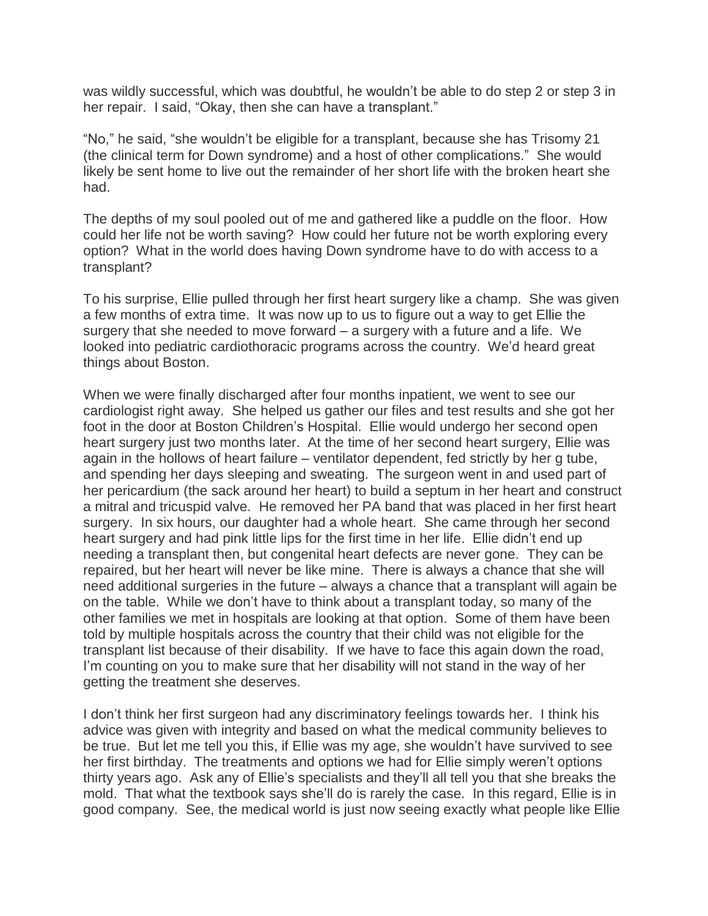was wildly successful, which was doubtful, he wouldn't be able to do step 2 or step 3 in her repair. I said, "Okay, then she can have a transplant."

"No," he said, "she wouldn't be eligible for a transplant, because she has Trisomy 21 (the clinical term for Down syndrome) and a host of other complications." She would likely be sent home to live out the remainder of her short life with the broken heart she had.

The depths of my soul pooled out of me and gathered like a puddle on the floor. How could her life not be worth saving? How could her future not be worth exploring every option? What in the world does having Down syndrome have to do with access to a transplant?

To his surprise, Ellie pulled through her first heart surgery like a champ. She was given a few months of extra time. It was now up to us to figure out a way to get Ellie the surgery that she needed to move forward – a surgery with a future and a life. We looked into pediatric cardiothoracic programs across the country. We'd heard great things about Boston.

When we were finally discharged after four months inpatient, we went to see our cardiologist right away. She helped us gather our files and test results and she got her foot in the door at Boston Children's Hospital. Ellie would undergo her second open heart surgery just two months later. At the time of her second heart surgery, Ellie was again in the hollows of heart failure – ventilator dependent, fed strictly by her g tube, and spending her days sleeping and sweating. The surgeon went in and used part of her pericardium (the sack around her heart) to build a septum in her heart and construct a mitral and tricuspid valve. He removed her PA band that was placed in her first heart surgery. In six hours, our daughter had a whole heart. She came through her second heart surgery and had pink little lips for the first time in her life. Ellie didn't end up needing a transplant then, but congenital heart defects are never gone. They can be repaired, but her heart will never be like mine. There is always a chance that she will need additional surgeries in the future – always a chance that a transplant will again be on the table. While we don't have to think about a transplant today, so many of the other families we met in hospitals are looking at that option. Some of them have been told by multiple hospitals across the country that their child was not eligible for the transplant list because of their disability. If we have to face this again down the road, I'm counting on you to make sure that her disability will not stand in the way of her getting the treatment she deserves.

I don't think her first surgeon had any discriminatory feelings towards her. I think his advice was given with integrity and based on what the medical community believes to be true. But let me tell you this, if Ellie was my age, she wouldn't have survived to see her first birthday. The treatments and options we had for Ellie simply weren't options thirty years ago. Ask any of Ellie's specialists and they'll all tell you that she breaks the mold. That what the textbook says she'll do is rarely the case. In this regard, Ellie is in good company. See, the medical world is just now seeing exactly what people like Ellie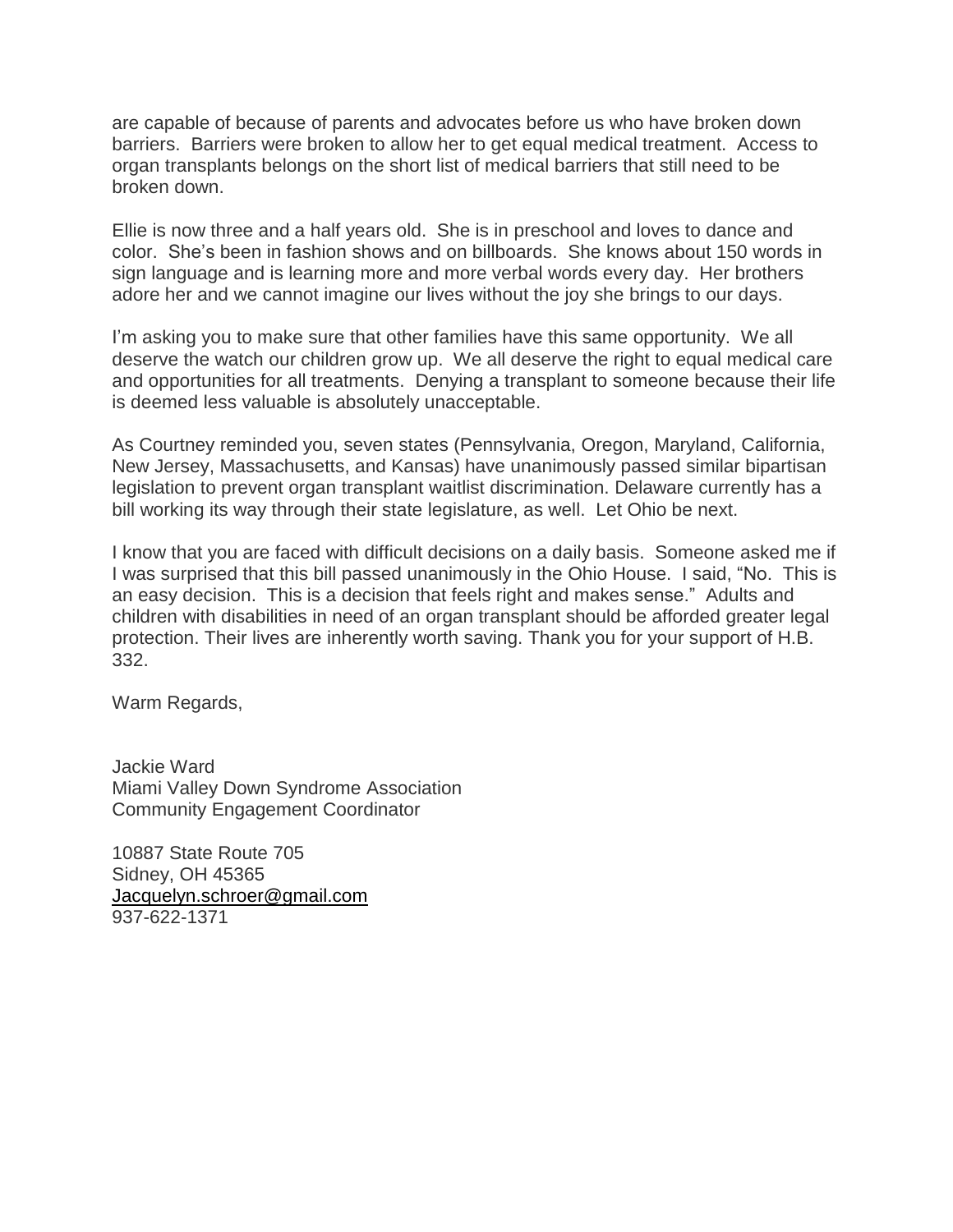are capable of because of parents and advocates before us who have broken down barriers. Barriers were broken to allow her to get equal medical treatment. Access to organ transplants belongs on the short list of medical barriers that still need to be broken down.

Ellie is now three and a half years old. She is in preschool and loves to dance and color. She's been in fashion shows and on billboards. She knows about 150 words in sign language and is learning more and more verbal words every day. Her brothers adore her and we cannot imagine our lives without the joy she brings to our days.

I'm asking you to make sure that other families have this same opportunity. We all deserve the watch our children grow up. We all deserve the right to equal medical care and opportunities for all treatments. Denying a transplant to someone because their life is deemed less valuable is absolutely unacceptable.

As Courtney reminded you, seven states (Pennsylvania, Oregon, Maryland, California, New Jersey, Massachusetts, and Kansas) have unanimously passed similar bipartisan legislation to prevent organ transplant waitlist discrimination. Delaware currently has a bill working its way through their state legislature, as well. Let Ohio be next.

I know that you are faced with difficult decisions on a daily basis. Someone asked me if I was surprised that this bill passed unanimously in the Ohio House. I said, "No. This is an easy decision. This is a decision that feels right and makes sense." Adults and children with disabilities in need of an organ transplant should be afforded greater legal protection. Their lives are inherently worth saving. Thank you for your support of H.B. 332.

Warm Regards,

Jackie Ward
Miami Valley Down Syndrome Association
Community Engagement Coordinator

10887 State Route 705
Sidney, OH 45365
Jacquelyn.schroer@gmail.com
937-622-1371